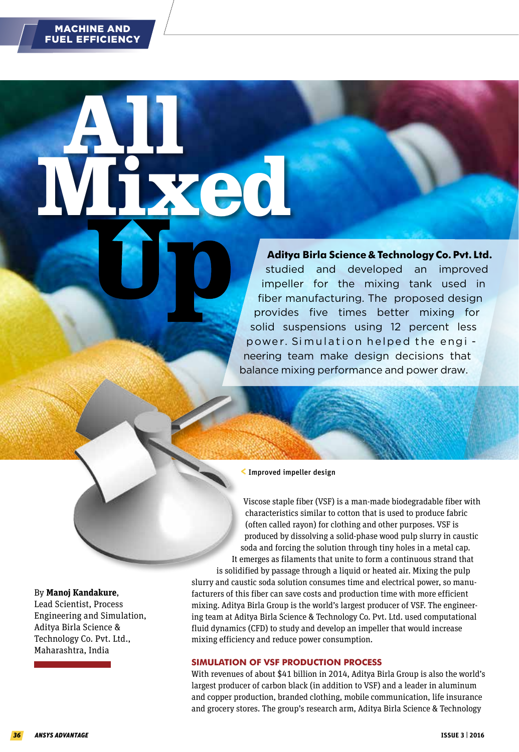MACHINE AND FUEL EFFICIENCY

# All Mixed Up

**Aditya Birla Science & Technology Co. Pvt. Ltd.** studied and developed an improved impeller for the mixing tank used in fiber manufacturing. The proposed design provides five times better mixing for solid suspensions using 12 percent less power. Simulation helped the engineering team make design decisions that balance mixing performance and power draw.

Improved impeller design

By **Manoj Kandakure**, Lead Scientist, Process Engineering and Simulation, Aditya Birla Science & Technology Co. Pvt. Ltd., Maharashtra, India

Viscose staple fiber (VSF) is a man-made biodegradable fiber with characteristics similar to cotton that is used to produce fabric (often called rayon) for clothing and other purposes. VSF is produced by dissolving a solid-phase wood pulp slurry in caustic soda and forcing the solution through tiny holes in a metal cap. It emerges as filaments that unite to form a continuous strand that is solidified by passage through a liquid or heated air. Mixing the pulp slurry and caustic soda solution consumes time and electrical power, so manufacturers of this fiber can save costs and production time with more efficient mixing. Aditya Birla Group is the world's largest producer of VSF. The engineering team at Aditya Birla Science & Technology Co. Pvt. Ltd. used computational fluid dynamics (CFD) to study and develop an impeller that would increase mixing efficiency and reduce power consumption.

## SIMULATION OF VSF PRODUCTION PROCESS

With revenues of about $41 billion in 2014, Aditya Birla Group is also the world's largest producer of carbon black (in addition to VSF) and a leader in aluminum and copper production, branded clothing, mobile communication, life insurance and grocery stores. The group's research arm, Aditya Birla Science & Technology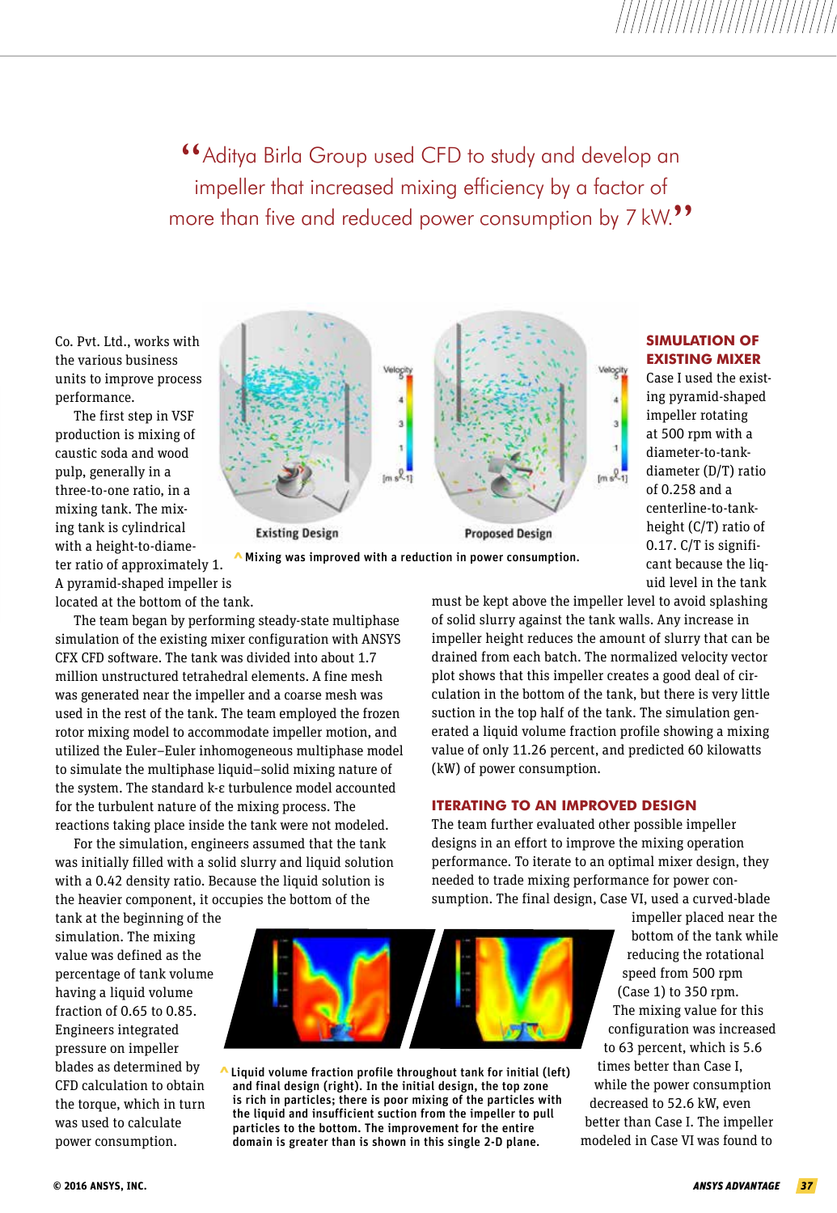> “Aditya Birla Group used CFD to study and develop an impeller that increased mixing efficiency by a factor of more than five and reduced power consumption by 7 kW.”

Co. Pvt. Ltd., works with the various business units to improve process performance.

The first step in VSF production is mixing of caustic soda and wood pulp, generally in a three-to-one ratio, in a mixing tank. The mixing tank is cylindrical with a height-to-diameter ratio of approximately 1. A pyramid-shaped impeller is located at the bottom of the tank.

The team began by performing steady-state multiphase simulation of the existing mixer configuration with ANSYS CFX CFD software. The tank was divided into about 1.7 million unstructured tetrahedral elements. A fine mesh was generated near the impeller and a coarse mesh was used in the rest of the tank. The team employed the frozen rotor mixing model to accommodate impeller motion, and utilized the Euler–Euler inhomogeneous multiphase model to simulate the multiphase liquid–solid mixing nature of the system. The standard k-ε turbulence model accounted for the turbulent nature of the mixing process. The reactions taking place inside the tank were not modeled.

For the simulation, engineers assumed that the tank was initially filled with a solid slurry and liquid solution with a 0.42 density ratio. Because the liquid solution is the heavier component, it occupies the bottom of the tank at the beginning of the simulation. The mixing value was defined as the percentage of tank volume having a liquid volume fraction of 0.65 to 0.85. Engineers integrated pressure on impeller blades as determined by CFD calculation to obtain the torque, which in turn was used to calculate power consumption.

Existing Design | Proposed Design

^ Mixing was improved with a reduction in power consumption.

## SIMULATION OF EXISTING MIXER

Case I used the existing pyramid-shaped impeller rotating at 500 rpm with a diameter-to-tank-diameter (D/T) ratio of 0.258 and a centerline-to-tank-height (C/T) ratio of 0.17. C/T is significant because the liquid level in the tank must be kept above the impeller level to avoid splashing of solid slurry against the tank walls. Any increase in impeller height reduces the amount of slurry that can be drained from each batch. The normalized velocity vector plot shows that this impeller creates a good deal of circulation in the bottom of the tank, but there is very little suction in the top half of the tank. The simulation generated a liquid volume fraction profile showing a mixing value of only 11.26 percent, and predicted 60 kilowatts (kW) of power consumption.

## ITERATING TO AN IMPROVED DESIGN

The team further evaluated other possible impeller designs in an effort to improve the mixing operation performance. To iterate to an optimal mixer design, they needed to trade mixing performance for power consumption. The final design, Case VI, used a curved-blade impeller placed near the bottom of the tank while reducing the rotational speed from 500 rpm (Case 1) to 350 rpm. The mixing value for this configuration was increased to 63 percent, which is 5.6 times better than Case I, while the power consumption decreased to 52.6 kW, even better than Case I. The impeller modeled in Case VI was found to

^ Liquid volume fraction profile throughout tank for initial (left) and final design (right). In the initial design, the top zone is rich in particles; there is poor mixing of the particles with the liquid and insufficient suction from the impeller to pull particles to the bottom. The improvement for the entire domain is greater than is shown in this single 2-D plane.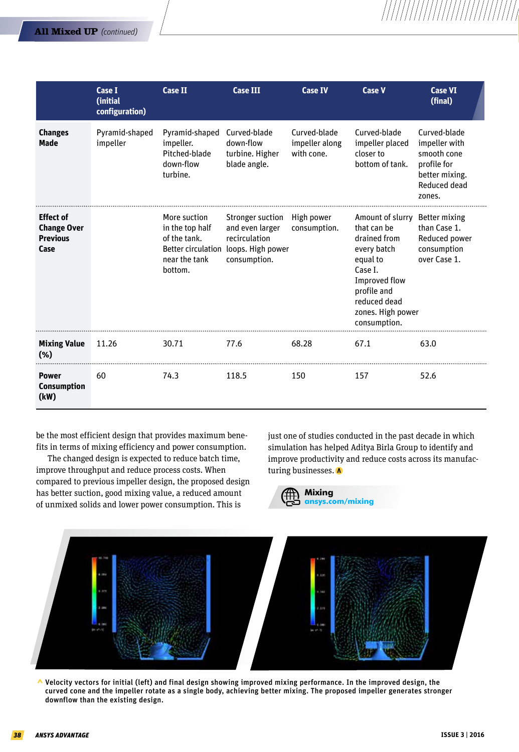| | Case I (initial configuration) | Case II | Case III | Case IV | Case V | Case VI (final) |
|---|---|---|---|---|---|---|
| **Changes Made** | Pyramid-shaped impeller | Pyramid-shaped impeller. Pitched-blade down-flow turbine. | Curved-blade down-flow turbine. Higher blade angle. | Curved-blade impeller along with cone. | Curved-blade impeller placed closer to bottom of tank. | Curved-blade impeller with smooth cone profile for better mixing. Reduced dead zones. |
| **Effect of Change Over Previous Case** | | More suction in the top half of the tank. Better circulation near the tank bottom. | Stronger suction and even larger recirculation loops. High power consumption. | High power consumption. | Amount of slurry that can be drained from every batch equal to Case I. Improved flow profile and reduced dead zones. High power consumption. | Better mixing than Case 1. Reduced power consumption over Case 1. |
| **Mixing Value (%)** | 11.26 | 30.71 | 77.6 | 68.28 | 67.1 | 63.0 |
| **Power Consumption (kW)** | 60 | 74.3 | 118.5 | 150 | 157 | 52.6 |

be the most efficient design that provides maximum benefits in terms of mixing efficiency and power consumption.

The changed design is expected to reduce batch time, improve throughput and reduce process costs. When compared to previous impeller design, the proposed design has better suction, good mixing value, a reduced amount of unmixed solids and lower power consumption. This is just one of studies conducted in the past decade in which simulation has helped Aditya Birla Group to identify and improve productivity and reduce costs across its manufacturing businesses.

**Mixing**
ansys.com/mixing

Velocity vectors for initial (left) and final design showing improved mixing performance. In the improved design, the curved cone and the impeller rotate as a single body, achieving better mixing. The proposed impeller generates stronger downflow than the existing design.